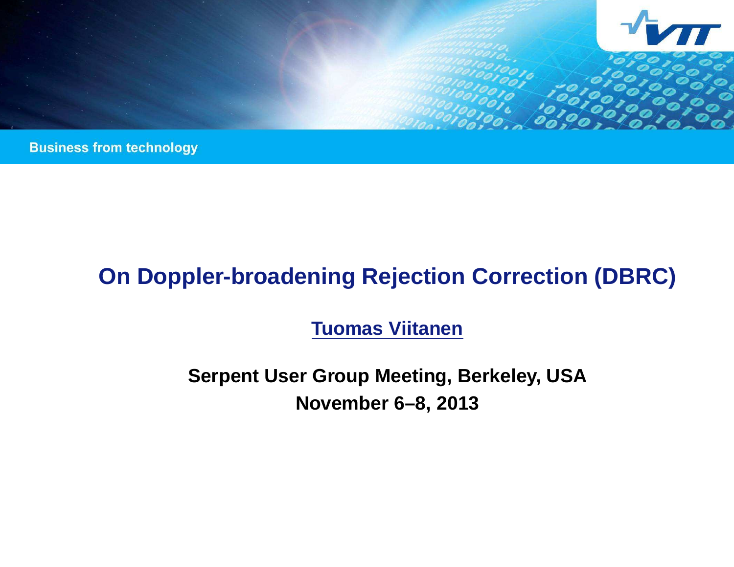Business from technology

# On Doppler-broadening Rejection Correction (DBRC)

**Tuomas Viitanen**

**Serpent User Group Meeting, Berkeley, USA**

**November 6–8, 2013**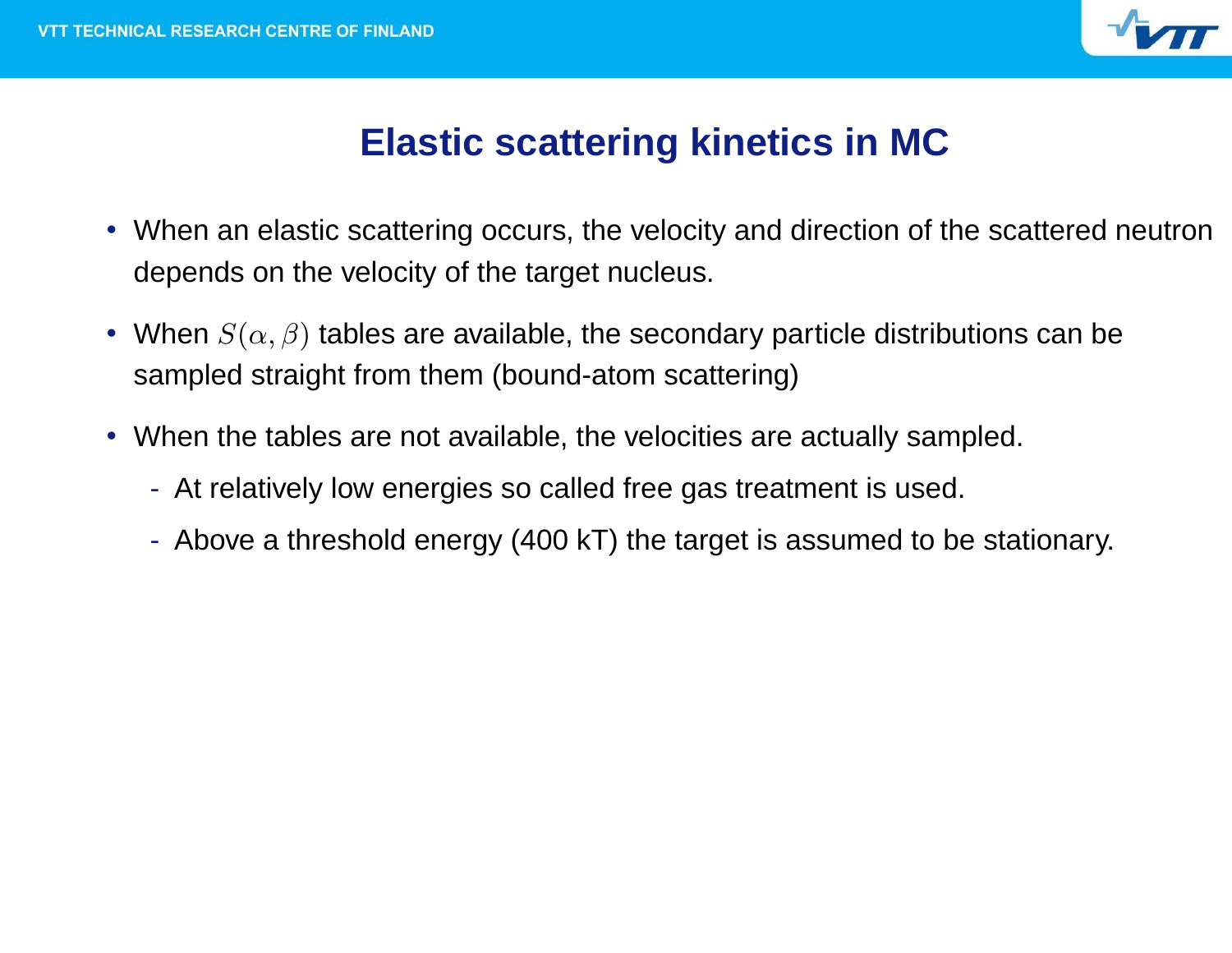# Elastic scattering kinetics in MC

- When an elastic scattering occurs, the velocity and direction of the scattered neutron depends on the velocity of the target nucleus.
- When $S(\alpha, \beta)$ tables are available, the secondary particle distributions can be sampled straight from them (bound-atom scattering)
- When the tables are not available, the velocities are actually sampled.
  - At relatively low energies so called free gas treatment is used.
  - Above a threshold energy (400 kT) the target is assumed to be stationary.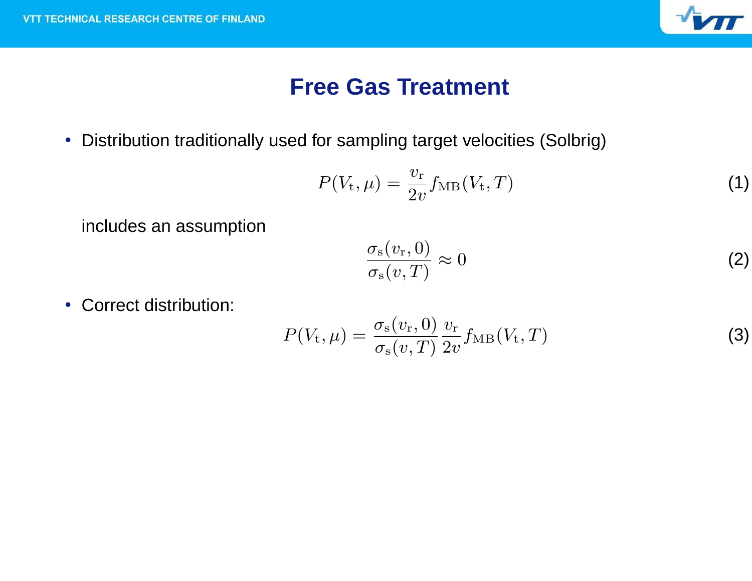# Free Gas Treatment

- Distribution traditionally used for sampling target velocities (Solbrig)

$$P(V_\mathrm{t}, \mu) = \frac{v_\mathrm{r}}{2v} f_\mathrm{MB}(V_\mathrm{t}, T) \tag{1}$$

includes an assumption

$$\frac{\sigma_\mathrm{s}(v_\mathrm{r}, 0)}{\sigma_\mathrm{s}(v, T)} \approx 0 \tag{2}$$

- Correct distribution:

$$P(V_\mathrm{t}, \mu) = \frac{\sigma_\mathrm{s}(v_\mathrm{r}, 0)}{\sigma_\mathrm{s}(v, T)} \frac{v_\mathrm{r}}{2v} f_\mathrm{MB}(V_\mathrm{t}, T) \tag{3}$$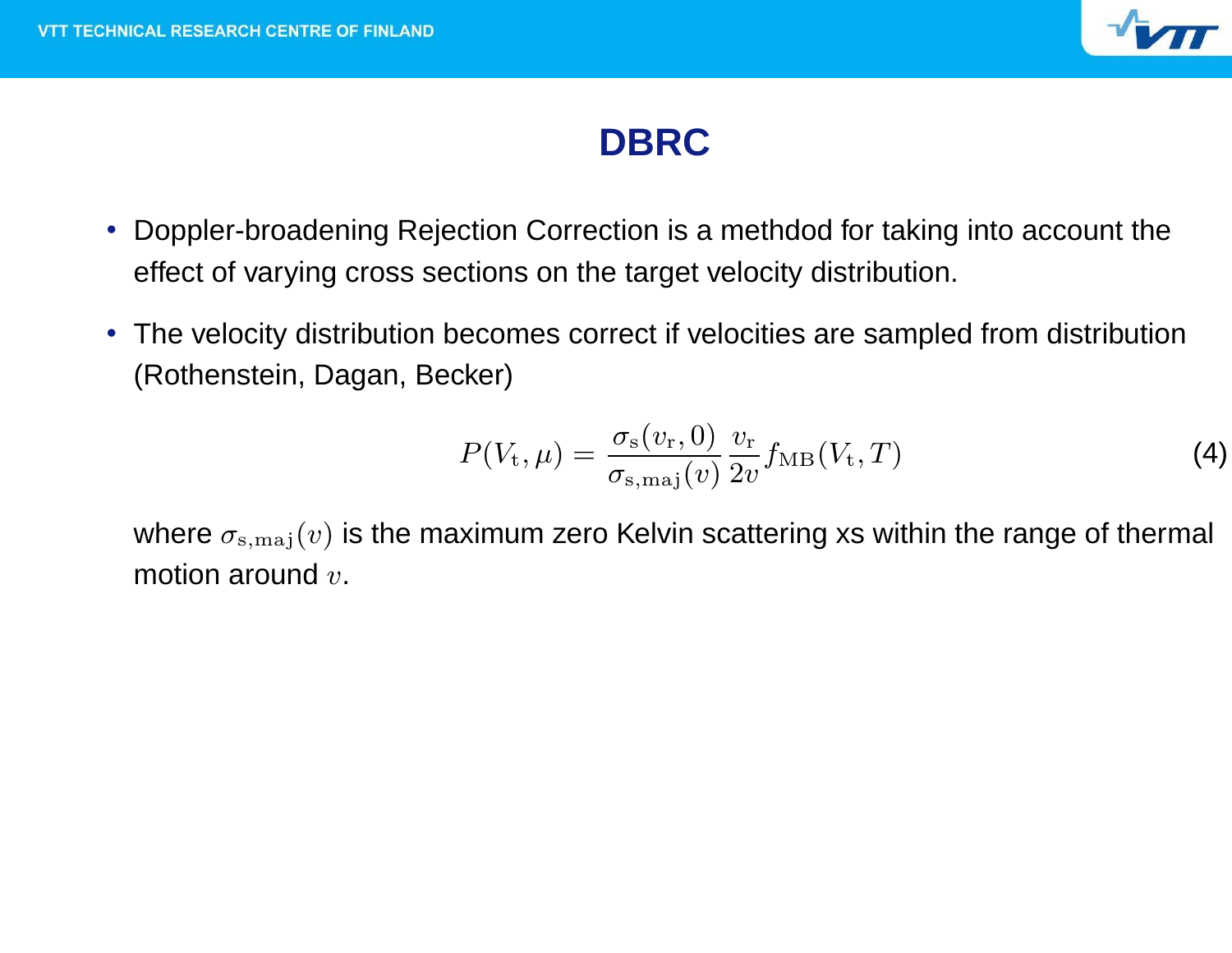# DBRC

- Doppler-broadening Rejection Correction is a methdod for taking into account the effect of varying cross sections on the target velocity distribution.
- The velocity distribution becomes correct if velocities are sampled from distribution (Rothenstein, Dagan, Becker)

$$P(V_\mathrm{t}, \mu) = \frac{\sigma_\mathrm{s}(v_\mathrm{r}, 0)}{\sigma_\mathrm{s,maj}(v)} \frac{v_\mathrm{r}}{2v} f_\mathrm{MB}(V_\mathrm{t}, T) \tag{4}$$

where $\sigma_\mathrm{s,maj}(v)$ is the maximum zero Kelvin scattering xs within the range of thermal motion around $v$.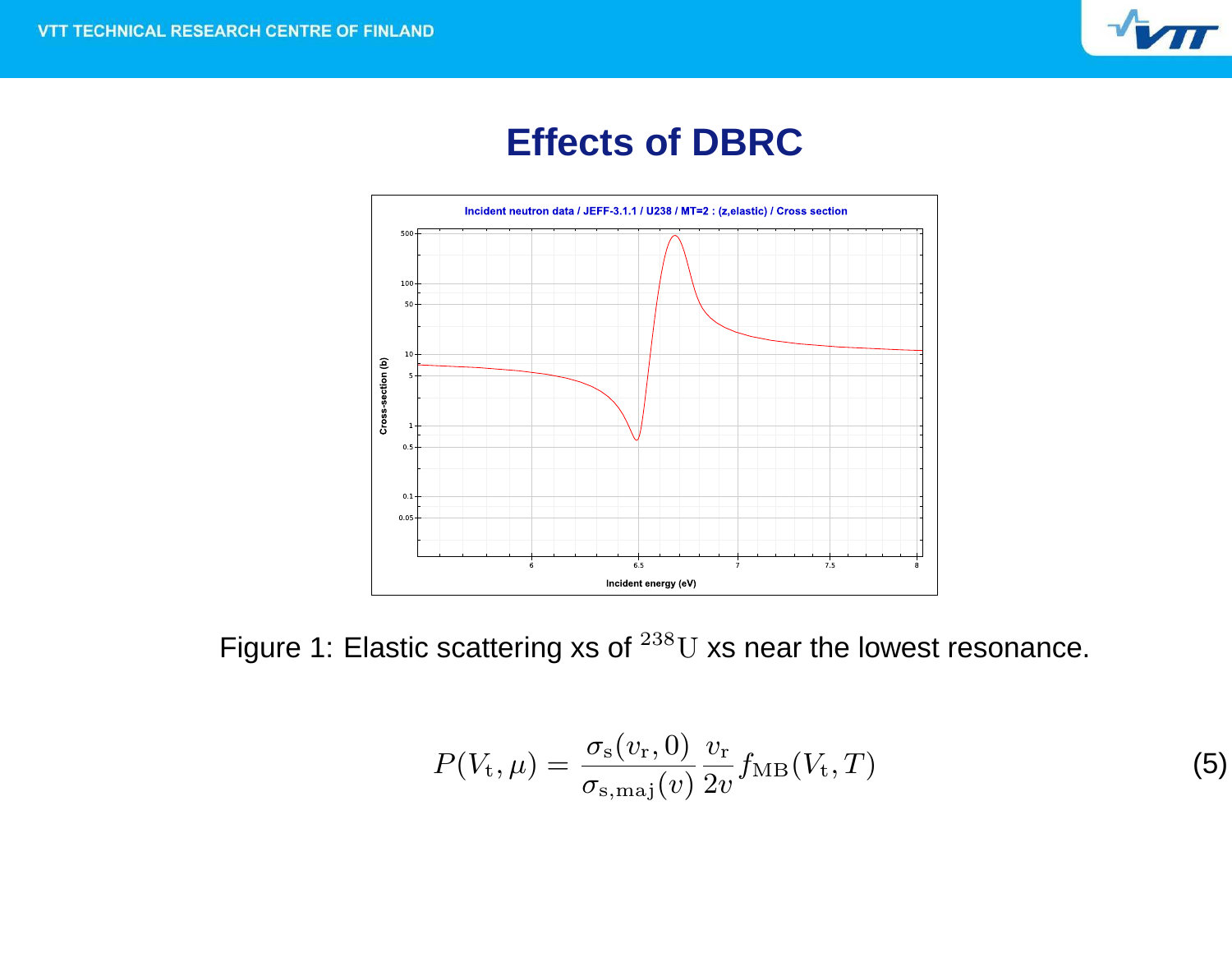# Effects of DBRC

Figure 1: Elastic scattering xs of $^{238}\mathrm{U}$ xs near the lowest resonance.

$$P(V_\mathrm{t}, \mu) = \frac{\sigma_\mathrm{s}(v_\mathrm{r}, 0)}{\sigma_\mathrm{s,maj}(v)} \frac{v_\mathrm{r}}{2v} f_\mathrm{MB}(V_\mathrm{t}, T) \tag{5}$$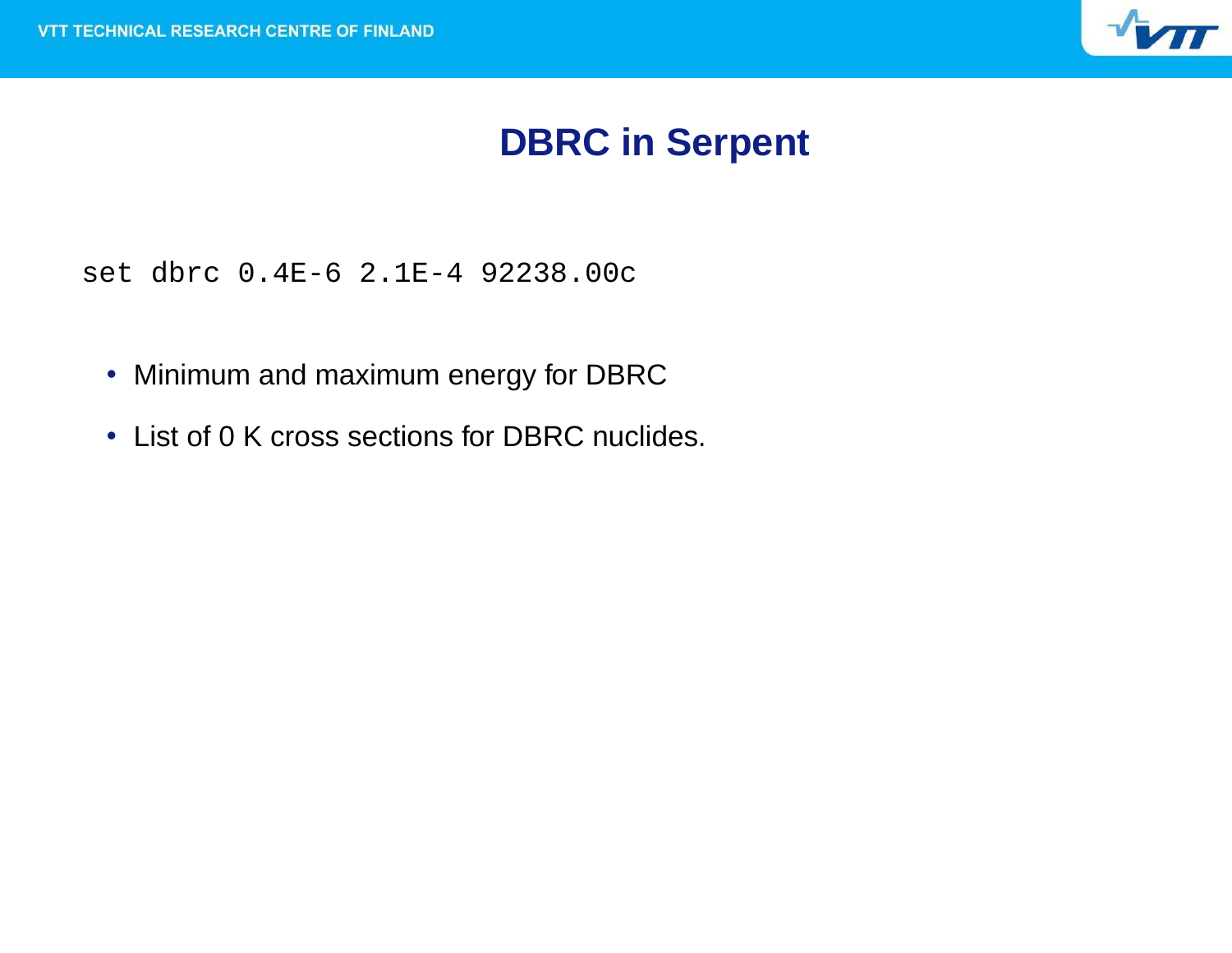# DBRC in Serpent

```
set dbrc 0.4E-6 2.1E-4 92238.00c
```

- Minimum and maximum energy for DBRC
- List of 0 K cross sections for DBRC nuclides.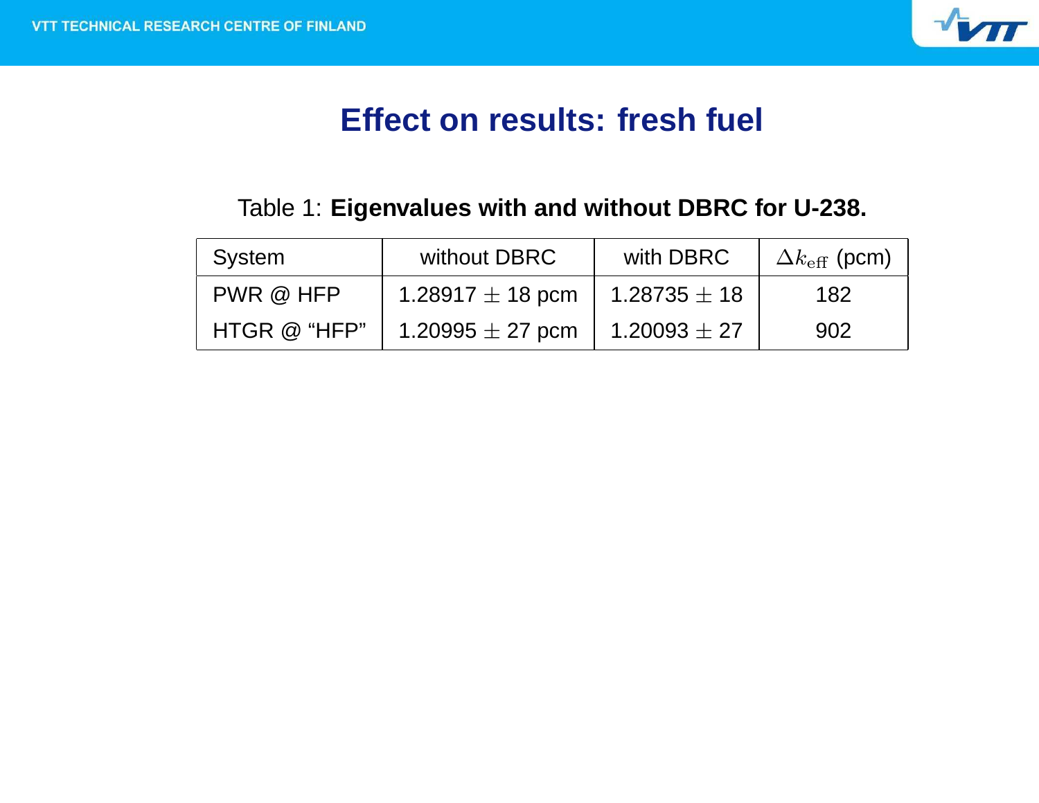# Effect on results: fresh fuel

Table 1: **Eigenvalues with and without DBRC for U-238.**

| System | without DBRC | with DBRC | $\Delta k_{\mathrm{eff}}$ (pcm) |
|---|---|---|---|
| PWR @ HFP | 1.28917 $\pm$ 18 pcm | 1.28735 $\pm$ 18 | 182 |
| HTGR @ “HFP” | 1.20995 $\pm$ 27 pcm | 1.20093 $\pm$ 27 | 902 |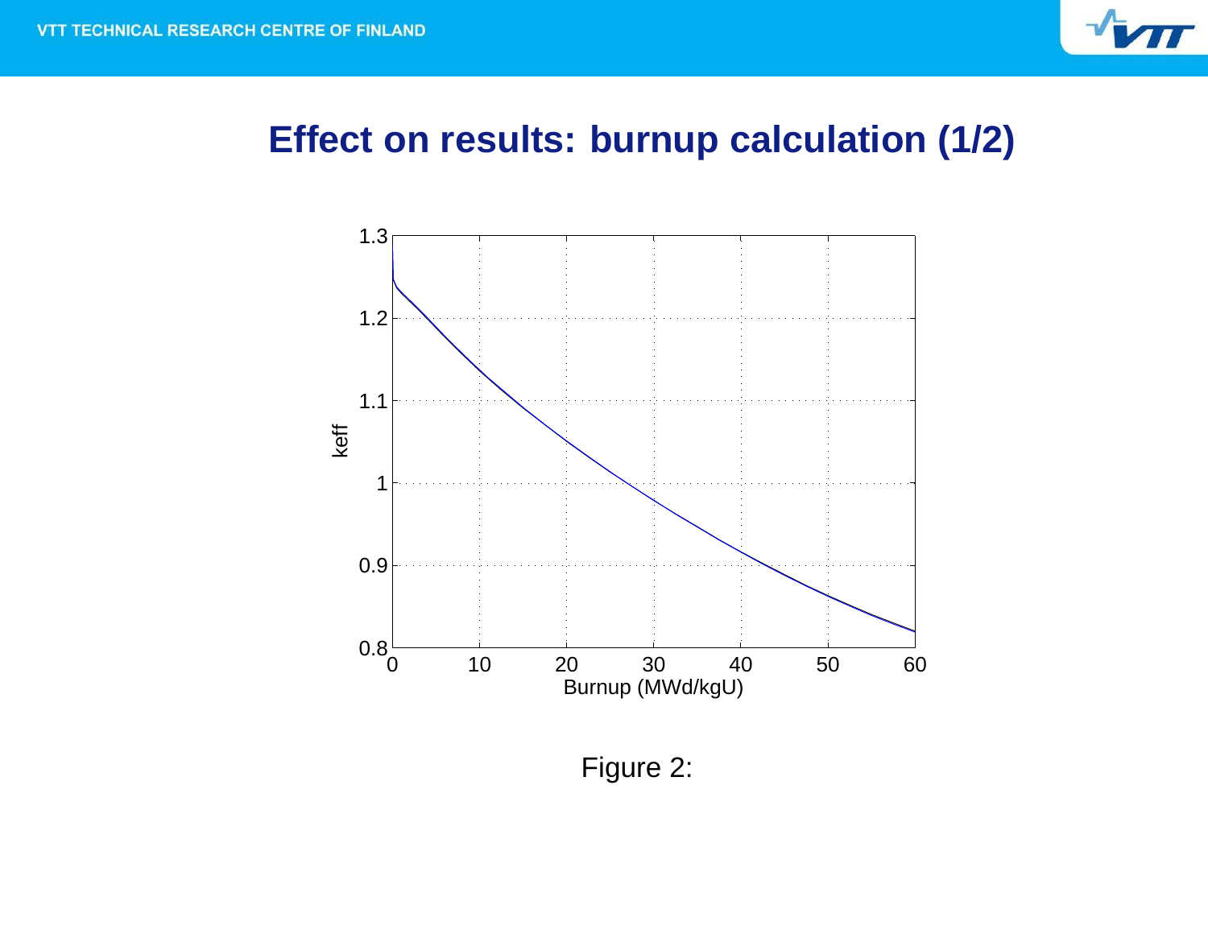# Effect on results: burnup calculation (1/2)

Figure 2: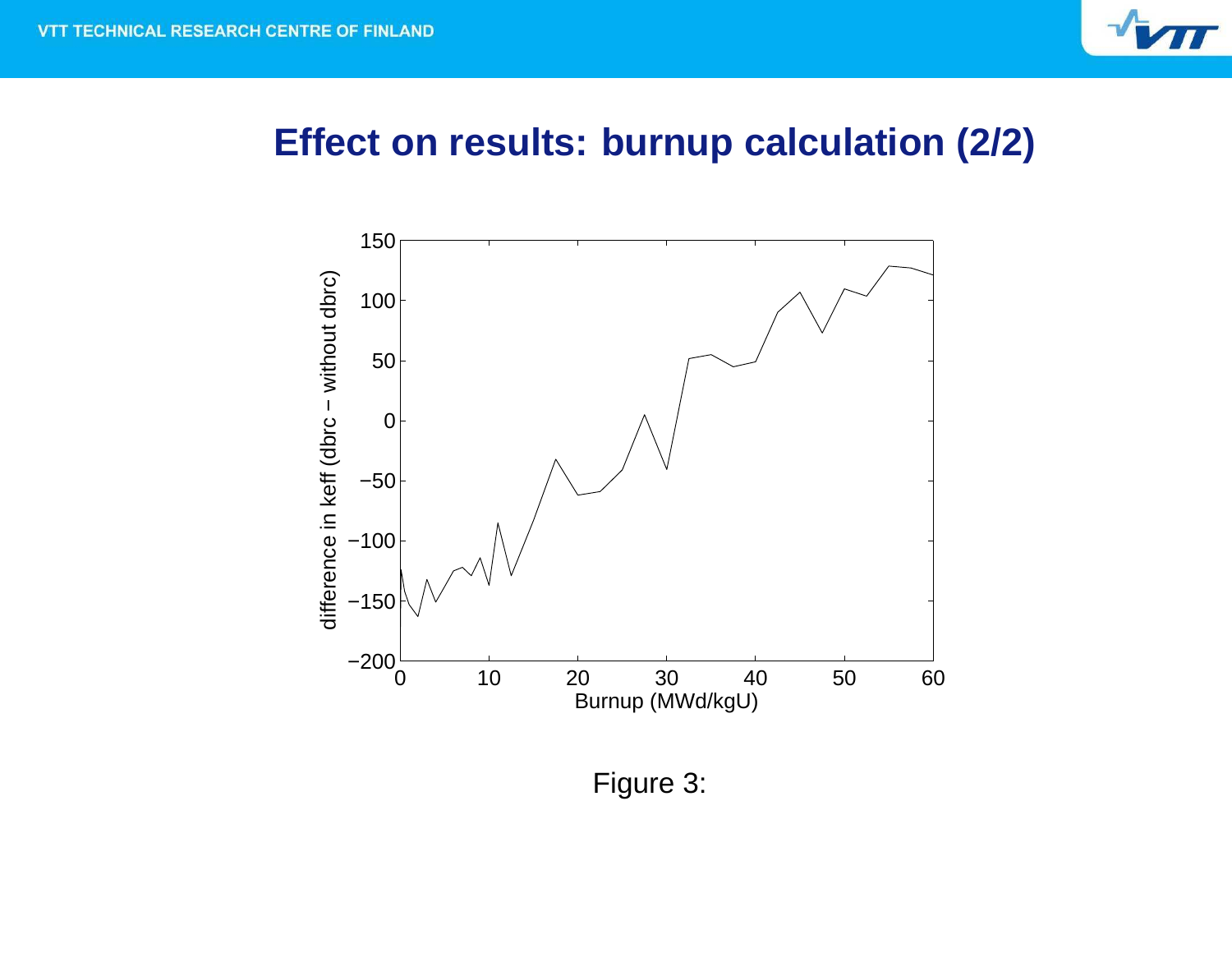# Effect on results: burnup calculation (2/2)

Figure 3: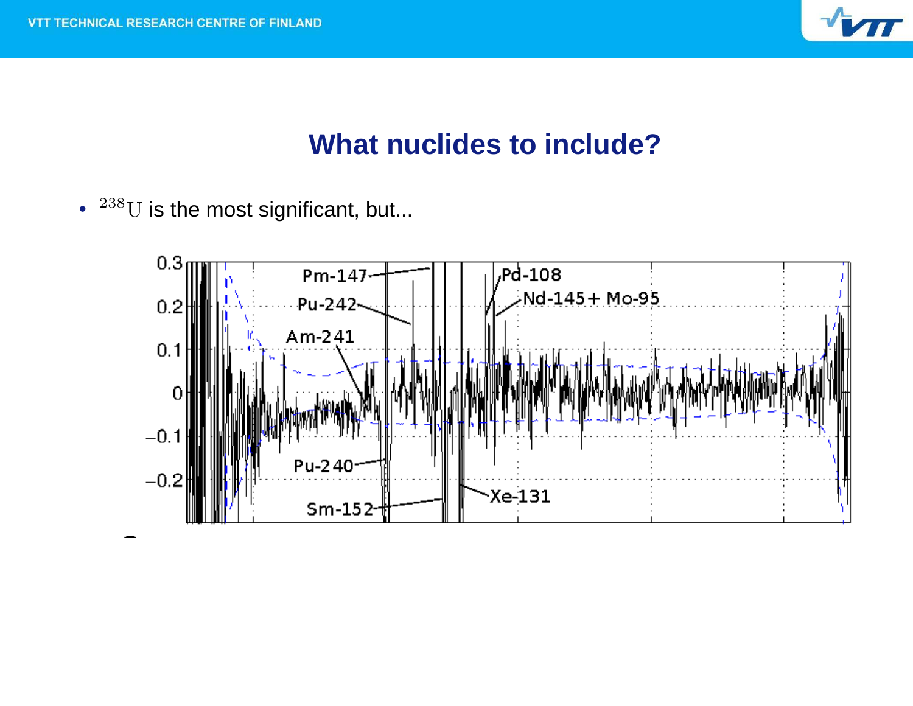# What nuclides to include?

- $^{238}\mathrm{U}$ is the most significant, but...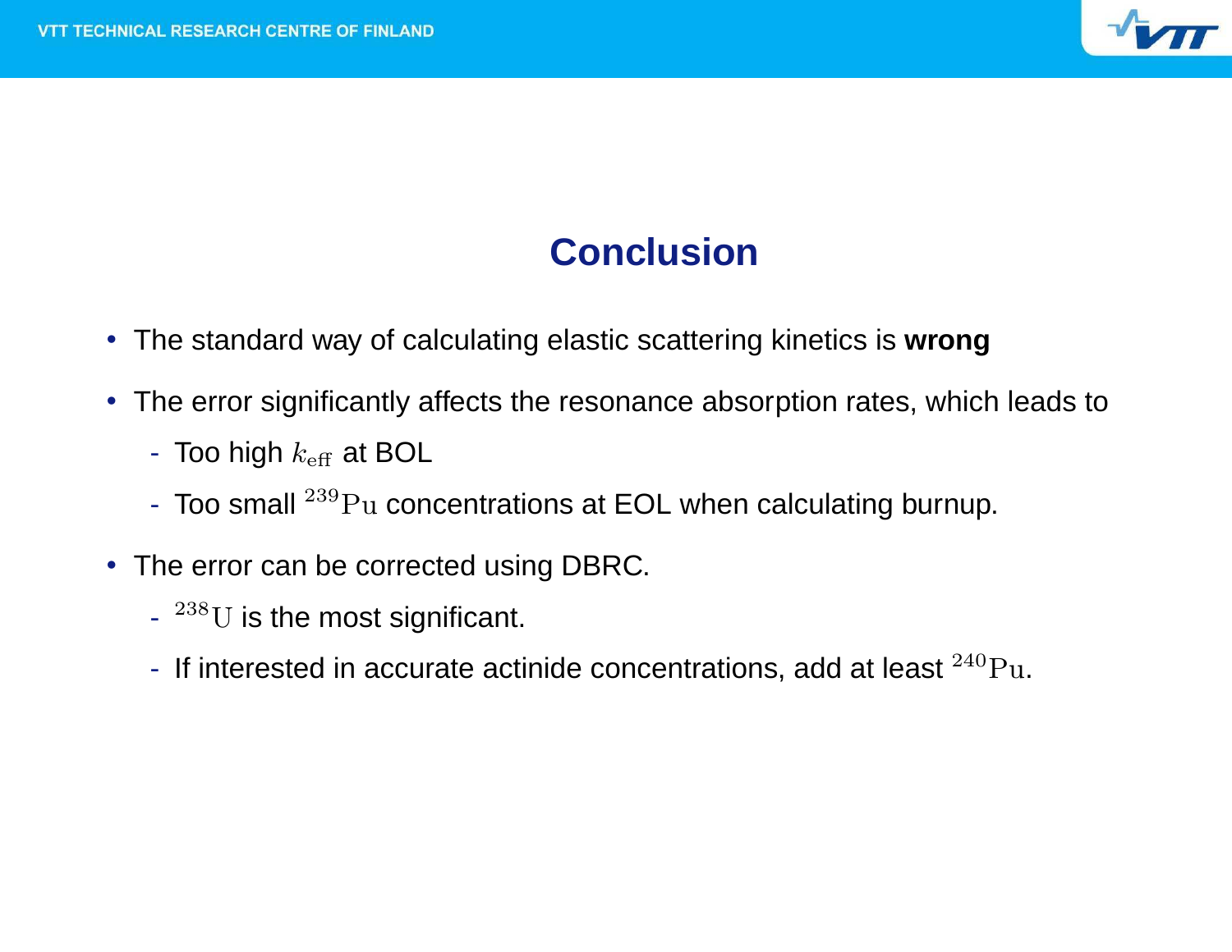# Conclusion

- The standard way of calculating elastic scattering kinetics is **wrong**
- The error significantly affects the resonance absorption rates, which leads to
  - Too high $k_{\mathrm{eff}}$ at BOL
  - Too small $^{239}\mathrm{Pu}$ concentrations at EOL when calculating burnup.
- The error can be corrected using DBRC.
  - $^{238}\mathrm{U}$ is the most significant.
  - If interested in accurate actinide concentrations, add at least $^{240}\mathrm{Pu}$.